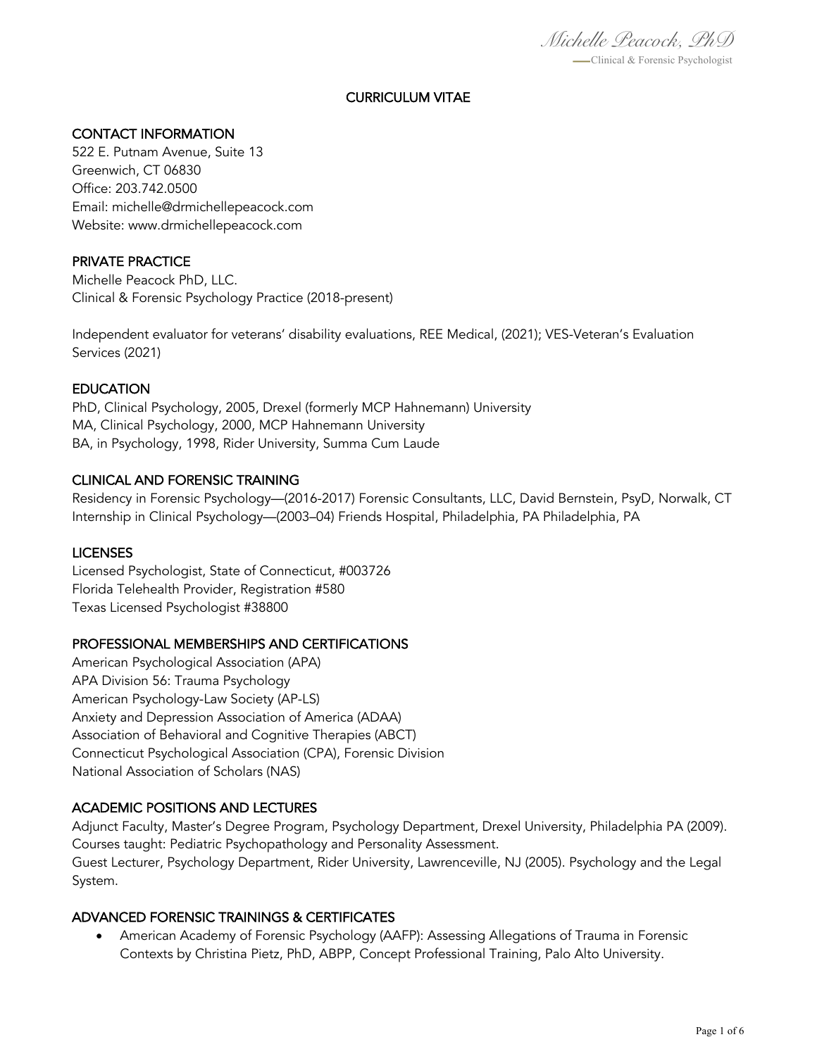# CURRICULUM VITAE

## CONTACT INFORMATION

522 E. Putnam Avenue, Suite 13
Greenwich, CT 06830
Office: 203.742.0500
Email: michelle@drmichellepeacock.com
Website: www.drmichellepeacock.com

## PRIVATE PRACTICE

Michelle Peacock PhD, LLC.
Clinical & Forensic Psychology Practice (2018-present)

Independent evaluator for veterans' disability evaluations, REE Medical, (2021); VES-Veteran's Evaluation Services (2021)

## EDUCATION

PhD, Clinical Psychology, 2005, Drexel (formerly MCP Hahnemann) University
MA, Clinical Psychology, 2000, MCP Hahnemann University
BA, in Psychology, 1998, Rider University, Summa Cum Laude

## CLINICAL AND FORENSIC TRAINING

Residency in Forensic Psychology—(2016-2017) Forensic Consultants, LLC, David Bernstein, PsyD, Norwalk, CT
Internship in Clinical Psychology—(2003–04) Friends Hospital, Philadelphia, PA Philadelphia, PA

## LICENSES

Licensed Psychologist, State of Connecticut, #003726
Florida Telehealth Provider, Registration #580
Texas Licensed Psychologist #38800

## PROFESSIONAL MEMBERSHIPS AND CERTIFICATIONS

American Psychological Association (APA)
APA Division 56: Trauma Psychology
American Psychology-Law Society (AP-LS)
Anxiety and Depression Association of America (ADAA)
Association of Behavioral and Cognitive Therapies (ABCT)
Connecticut Psychological Association (CPA), Forensic Division
National Association of Scholars (NAS)

## ACADEMIC POSITIONS AND LECTURES

Adjunct Faculty, Master's Degree Program, Psychology Department, Drexel University, Philadelphia PA (2009). Courses taught: Pediatric Psychopathology and Personality Assessment.
Guest Lecturer, Psychology Department, Rider University, Lawrenceville, NJ (2005). Psychology and the Legal System.

## ADVANCED FORENSIC TRAININGS & CERTIFICATES

- American Academy of Forensic Psychology (AAFP): Assessing Allegations of Trauma in Forensic Contexts by Christina Pietz, PhD, ABPP, Concept Professional Training, Palo Alto University.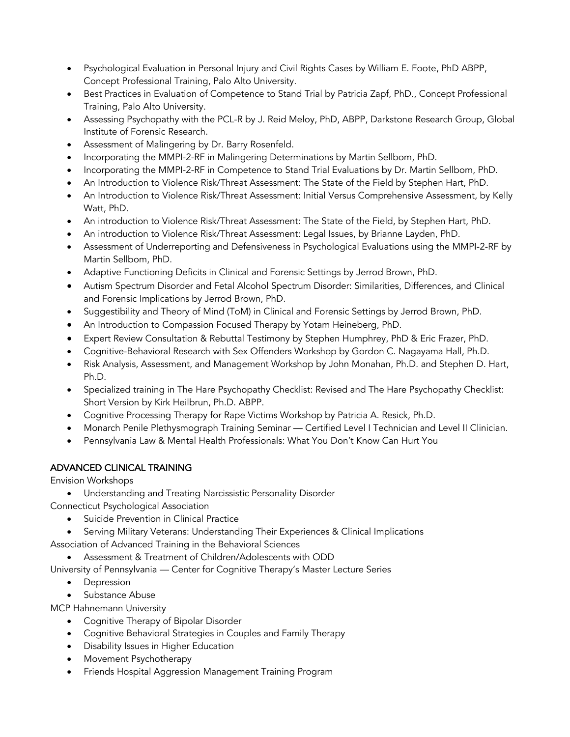- Psychological Evaluation in Personal Injury and Civil Rights Cases by William E. Foote, PhD ABPP, Concept Professional Training, Palo Alto University.
- Best Practices in Evaluation of Competence to Stand Trial by Patricia Zapf, PhD., Concept Professional Training, Palo Alto University.
- Assessing Psychopathy with the PCL-R by J. Reid Meloy, PhD, ABPP, Darkstone Research Group, Global Institute of Forensic Research.
- Assessment of Malingering by Dr. Barry Rosenfeld.
- Incorporating the MMPI-2-RF in Malingering Determinations by Martin Sellbom, PhD.
- Incorporating the MMPI-2-RF in Competence to Stand Trial Evaluations by Dr. Martin Sellbom, PhD.
- An Introduction to Violence Risk/Threat Assessment: The State of the Field by Stephen Hart, PhD.
- An Introduction to Violence Risk/Threat Assessment: Initial Versus Comprehensive Assessment, by Kelly Watt, PhD.
- An introduction to Violence Risk/Threat Assessment: The State of the Field, by Stephen Hart, PhD.
- An introduction to Violence Risk/Threat Assessment: Legal Issues, by Brianne Layden, PhD.
- Assessment of Underreporting and Defensiveness in Psychological Evaluations using the MMPI-2-RF by Martin Sellbom, PhD.
- Adaptive Functioning Deficits in Clinical and Forensic Settings by Jerrod Brown, PhD.
- Autism Spectrum Disorder and Fetal Alcohol Spectrum Disorder: Similarities, Differences, and Clinical and Forensic Implications by Jerrod Brown, PhD.
- Suggestibility and Theory of Mind (ToM) in Clinical and Forensic Settings by Jerrod Brown, PhD.
- An Introduction to Compassion Focused Therapy by Yotam Heineberg, PhD.
- Expert Review Consultation & Rebuttal Testimony by Stephen Humphrey, PhD & Eric Frazer, PhD.
- Cognitive-Behavioral Research with Sex Offenders Workshop by Gordon C. Nagayama Hall, Ph.D.
- Risk Analysis, Assessment, and Management Workshop by John Monahan, Ph.D. and Stephen D. Hart, Ph.D.
- Specialized training in The Hare Psychopathy Checklist: Revised and The Hare Psychopathy Checklist: Short Version by Kirk Heilbrun, Ph.D. ABPP.
- Cognitive Processing Therapy for Rape Victims Workshop by Patricia A. Resick, Ph.D.
- Monarch Penile Plethysmograph Training Seminar — Certified Level I Technician and Level II Clinician.
- Pennsylvania Law & Mental Health Professionals: What You Don't Know Can Hurt You

## ADVANCED CLINICAL TRAINING

Envision Workshops

- Understanding and Treating Narcissistic Personality Disorder

Connecticut Psychological Association

- Suicide Prevention in Clinical Practice
- Serving Military Veterans: Understanding Their Experiences & Clinical Implications

Association of Advanced Training in the Behavioral Sciences

- Assessment & Treatment of Children/Adolescents with ODD

University of Pennsylvania — Center for Cognitive Therapy's Master Lecture Series

- Depression
- Substance Abuse

MCP Hahnemann University

- Cognitive Therapy of Bipolar Disorder
- Cognitive Behavioral Strategies in Couples and Family Therapy
- Disability Issues in Higher Education
- Movement Psychotherapy
- Friends Hospital Aggression Management Training Program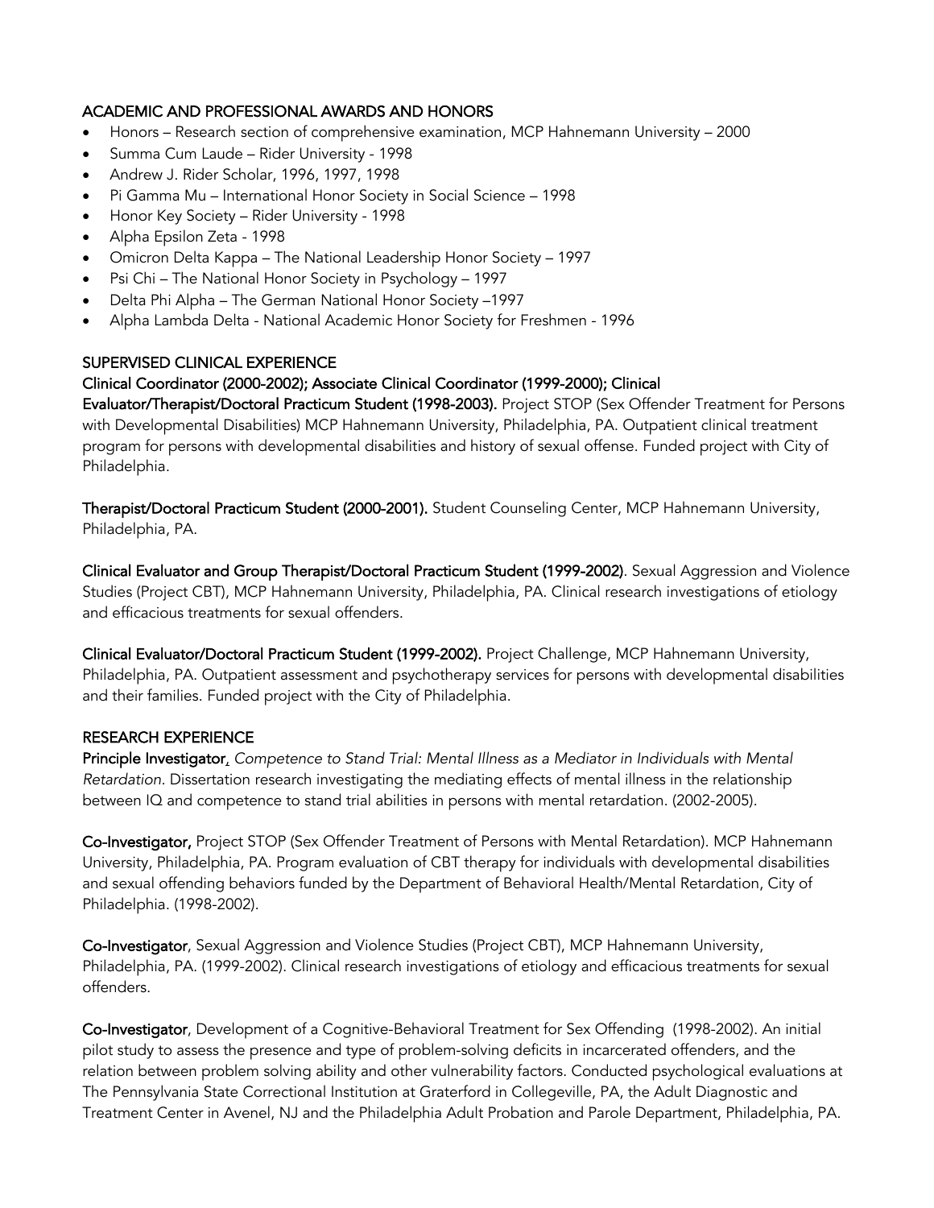## ACADEMIC AND PROFESSIONAL AWARDS AND HONORS

- Honors – Research section of comprehensive examination, MCP Hahnemann University – 2000
- Summa Cum Laude – Rider University - 1998
- Andrew J. Rider Scholar, 1996, 1997, 1998
- Pi Gamma Mu – International Honor Society in Social Science – 1998
- Honor Key Society – Rider University - 1998
- Alpha Epsilon Zeta - 1998
- Omicron Delta Kappa – The National Leadership Honor Society – 1997
- Psi Chi – The National Honor Society in Psychology – 1997
- Delta Phi Alpha – The German National Honor Society –1997
- Alpha Lambda Delta - National Academic Honor Society for Freshmen - 1996

## SUPERVISED CLINICAL EXPERIENCE

**Clinical Coordinator (2000-2002); Associate Clinical Coordinator (1999-2000); Clinical Evaluator/Therapist/Doctoral Practicum Student (1998-2003).** Project STOP (Sex Offender Treatment for Persons with Developmental Disabilities) MCP Hahnemann University, Philadelphia, PA. Outpatient clinical treatment program for persons with developmental disabilities and history of sexual offense. Funded project with City of Philadelphia.

**Therapist/Doctoral Practicum Student (2000-2001).** Student Counseling Center, MCP Hahnemann University, Philadelphia, PA.

**Clinical Evaluator and Group Therapist/Doctoral Practicum Student (1999-2002)**. Sexual Aggression and Violence Studies (Project CBT), MCP Hahnemann University, Philadelphia, PA. Clinical research investigations of etiology and efficacious treatments for sexual offenders.

**Clinical Evaluator/Doctoral Practicum Student (1999-2002).** Project Challenge, MCP Hahnemann University, Philadelphia, PA. Outpatient assessment and psychotherapy services for persons with developmental disabilities and their families. Funded project with the City of Philadelphia.

## RESEARCH EXPERIENCE

**Principle Investigator**, *Competence to Stand Trial: Mental Illness as a Mediator in Individuals with Mental Retardation*. Dissertation research investigating the mediating effects of mental illness in the relationship between IQ and competence to stand trial abilities in persons with mental retardation. (2002-2005).

**Co-Investigator,** Project STOP (Sex Offender Treatment of Persons with Mental Retardation). MCP Hahnemann University, Philadelphia, PA. Program evaluation of CBT therapy for individuals with developmental disabilities and sexual offending behaviors funded by the Department of Behavioral Health/Mental Retardation, City of Philadelphia. (1998-2002).

**Co-Investigator**, Sexual Aggression and Violence Studies (Project CBT), MCP Hahnemann University, Philadelphia, PA. (1999-2002). Clinical research investigations of etiology and efficacious treatments for sexual offenders.

**Co-Investigator**, Development of a Cognitive-Behavioral Treatment for Sex Offending (1998-2002). An initial pilot study to assess the presence and type of problem-solving deficits in incarcerated offenders, and the relation between problem solving ability and other vulnerability factors. Conducted psychological evaluations at The Pennsylvania State Correctional Institution at Graterford in Collegeville, PA, the Adult Diagnostic and Treatment Center in Avenel, NJ and the Philadelphia Adult Probation and Parole Department, Philadelphia, PA.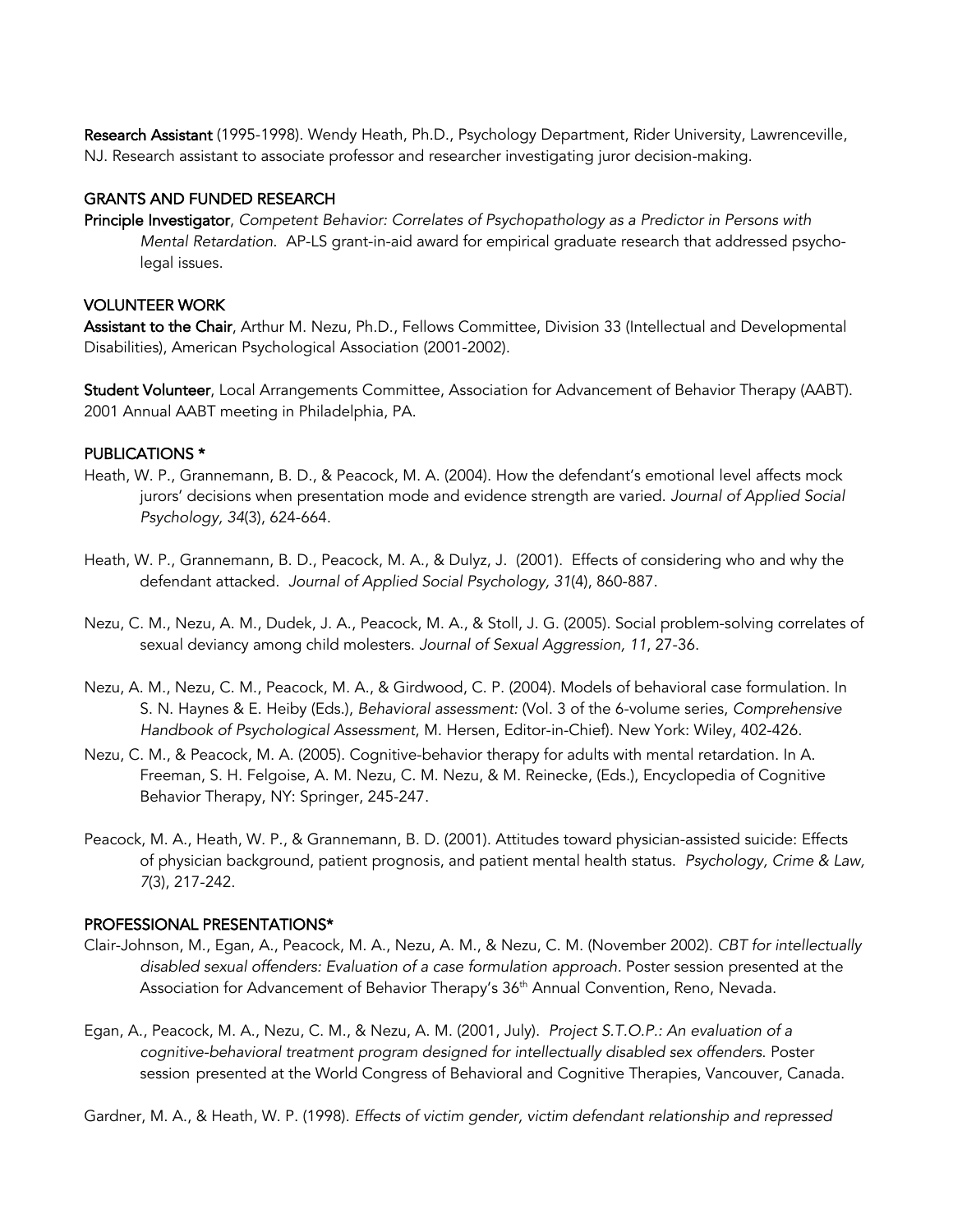**Research Assistant** (1995-1998). Wendy Heath, Ph.D., Psychology Department, Rider University, Lawrenceville, NJ. Research assistant to associate professor and researcher investigating juror decision-making.

## GRANTS AND FUNDED RESEARCH

**Principle Investigator**, *Competent Behavior: Correlates of Psychopathology as a Predictor in Persons with Mental Retardation.* AP-LS grant-in-aid award for empirical graduate research that addressed psycho-legal issues.

## VOLUNTEER WORK

**Assistant to the Chair**, Arthur M. Nezu, Ph.D., Fellows Committee, Division 33 (Intellectual and Developmental Disabilities), American Psychological Association (2001-2002).

**Student Volunteer**, Local Arrangements Committee, Association for Advancement of Behavior Therapy (AABT). 2001 Annual AABT meeting in Philadelphia, PA.

## PUBLICATIONS *

Heath, W. P., Grannemann, B. D., & Peacock, M. A. (2004). How the defendant's emotional level affects mock jurors' decisions when presentation mode and evidence strength are varied. *Journal of Applied Social Psychology, 34*(3), 624-664.

Heath, W. P., Grannemann, B. D., Peacock, M. A., & Dulyz, J. (2001). Effects of considering who and why the defendant attacked. *Journal of Applied Social Psychology, 31*(4), 860-887.

Nezu, C. M., Nezu, A. M., Dudek, J. A., Peacock, M. A., & Stoll, J. G. (2005). Social problem-solving correlates of sexual deviancy among child molesters. *Journal of Sexual Aggression, 11*, 27-36.

Nezu, A. M., Nezu, C. M., Peacock, M. A., & Girdwood, C. P. (2004). Models of behavioral case formulation. In S. N. Haynes & E. Heiby (Eds.), *Behavioral assessment:* (Vol. 3 of the 6-volume series, *Comprehensive Handbook of Psychological Assessment*, M. Hersen, Editor-in-Chief). New York: Wiley, 402-426.

Nezu, C. M., & Peacock, M. A. (2005). Cognitive-behavior therapy for adults with mental retardation. In A. Freeman, S. H. Felgoise, A. M. Nezu, C. M. Nezu, & M. Reinecke, (Eds.), Encyclopedia of Cognitive Behavior Therapy, NY: Springer, 245-247.

Peacock, M. A., Heath, W. P., & Grannemann, B. D. (2001). Attitudes toward physician-assisted suicide: Effects of physician background, patient prognosis, and patient mental health status. *Psychology, Crime & Law, 7*(3), 217-242.

## PROFESSIONAL PRESENTATIONS*

Clair-Johnson, M., Egan, A., Peacock, M. A., Nezu, A. M., & Nezu, C. M. (November 2002). *CBT for intellectually disabled sexual offenders: Evaluation of a case formulation approach*. Poster session presented at the Association for Advancement of Behavior Therapy's 36th Annual Convention, Reno, Nevada.

Egan, A., Peacock, M. A., Nezu, C. M., & Nezu, A. M. (2001, July). *Project S.T.O.P.: An evaluation of a cognitive-behavioral treatment program designed for intellectually disabled sex offenders.* Poster session presented at the World Congress of Behavioral and Cognitive Therapies, Vancouver, Canada.

Gardner, M. A., & Heath, W. P. (1998). *Effects of victim gender, victim defendant relationship and repressed*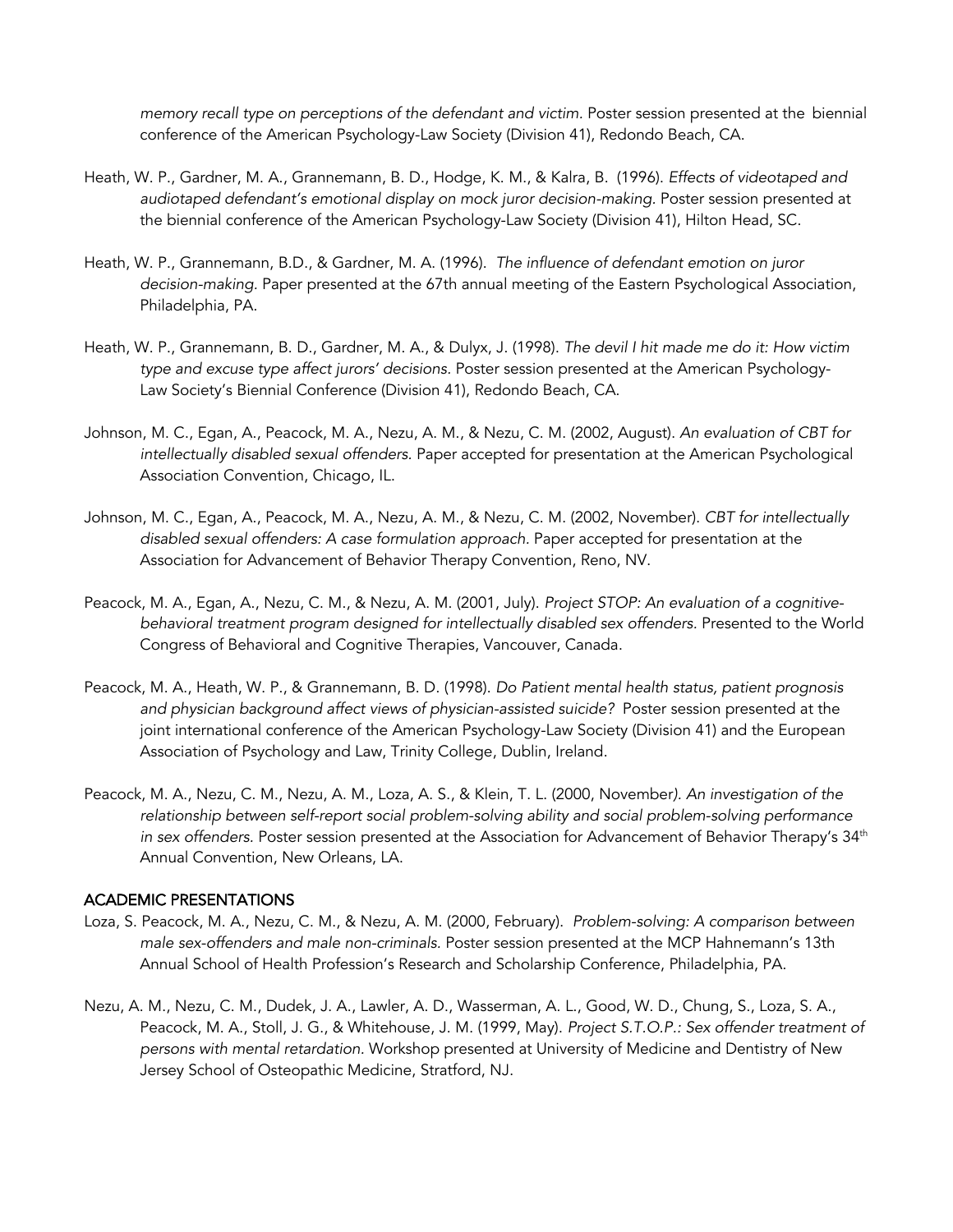*memory recall type on perceptions of the defendant and victim.* Poster session presented at the biennial conference of the American Psychology-Law Society (Division 41), Redondo Beach, CA.

Heath, W. P., Gardner, M. A., Grannemann, B. D., Hodge, K. M., & Kalra, B. (1996). *Effects of videotaped and audiotaped defendant's emotional display on mock juror decision-making.* Poster session presented at the biennial conference of the American Psychology-Law Society (Division 41), Hilton Head, SC.

Heath, W. P., Grannemann, B.D., & Gardner, M. A. (1996). *The influence of defendant emotion on juror decision-making.* Paper presented at the 67th annual meeting of the Eastern Psychological Association, Philadelphia, PA.

Heath, W. P., Grannemann, B. D., Gardner, M. A., & Dulyx, J. (1998). *The devil I hit made me do it: How victim type and excuse type affect jurors' decisions.* Poster session presented at the American Psychology-Law Society's Biennial Conference (Division 41), Redondo Beach, CA.

Johnson, M. C., Egan, A., Peacock, M. A., Nezu, A. M., & Nezu, C. M. (2002, August). *An evaluation of CBT for intellectually disabled sexual offenders.* Paper accepted for presentation at the American Psychological Association Convention, Chicago, IL.

Johnson, M. C., Egan, A., Peacock, M. A., Nezu, A. M., & Nezu, C. M. (2002, November). *CBT for intellectually disabled sexual offenders: A case formulation approach.* Paper accepted for presentation at the Association for Advancement of Behavior Therapy Convention, Reno, NV.

Peacock, M. A., Egan, A., Nezu, C. M., & Nezu, A. M. (2001, July). *Project STOP: An evaluation of a cognitive-behavioral treatment program designed for intellectually disabled sex offenders.* Presented to the World Congress of Behavioral and Cognitive Therapies, Vancouver, Canada.

Peacock, M. A., Heath, W. P., & Grannemann, B. D. (1998). *Do Patient mental health status, patient prognosis and physician background affect views of physician-assisted suicide?* Poster session presented at the joint international conference of the American Psychology-Law Society (Division 41) and the European Association of Psychology and Law, Trinity College, Dublin, Ireland.

Peacock, M. A., Nezu, C. M., Nezu, A. M., Loza, A. S., & Klein, T. L. (2000, November). *An investigation of the relationship between self-report social problem-solving ability and social problem-solving performance in sex offenders.* Poster session presented at the Association for Advancement of Behavior Therapy's 34th Annual Convention, New Orleans, LA.

## ACADEMIC PRESENTATIONS

Loza, S. Peacock, M. A., Nezu, C. M., & Nezu, A. M. (2000, February). *Problem-solving: A comparison between male sex-offenders and male non-criminals.* Poster session presented at the MCP Hahnemann's 13th Annual School of Health Profession's Research and Scholarship Conference, Philadelphia, PA.

Nezu, A. M., Nezu, C. M., Dudek, J. A., Lawler, A. D., Wasserman, A. L., Good, W. D., Chung, S., Loza, S. A., Peacock, M. A., Stoll, J. G., & Whitehouse, J. M. (1999, May). *Project S.T.O.P.: Sex offender treatment of persons with mental retardation.* Workshop presented at University of Medicine and Dentistry of New Jersey School of Osteopathic Medicine, Stratford, NJ.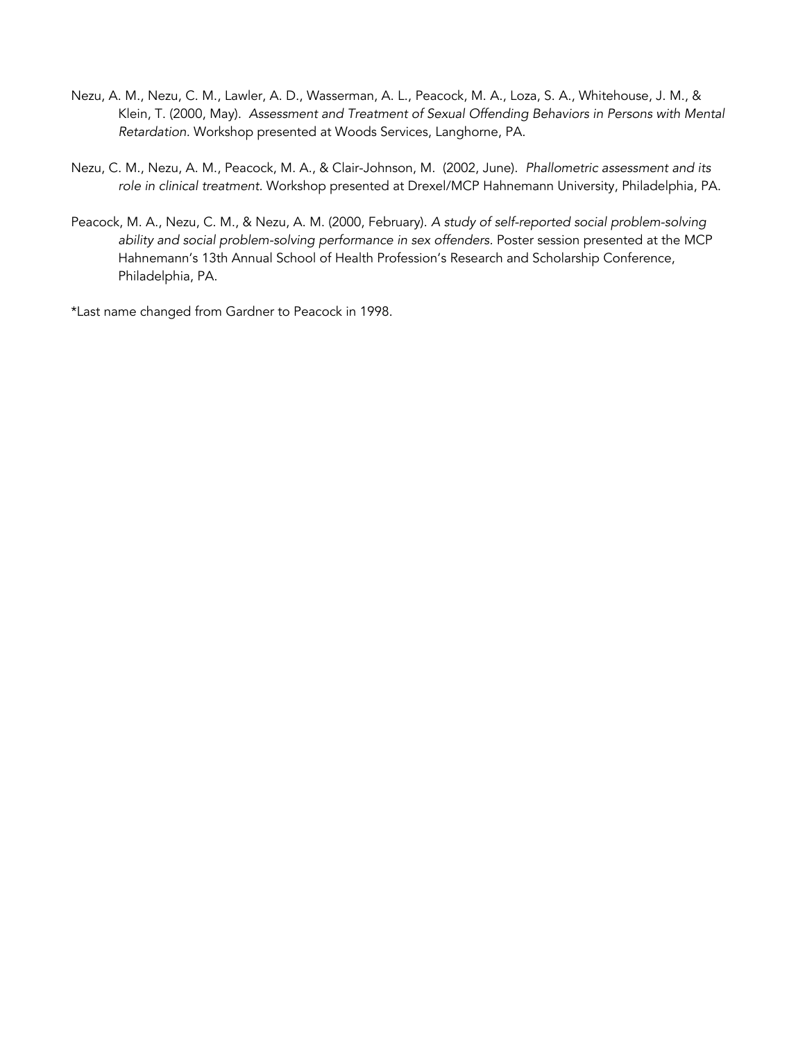Nezu, A. M., Nezu, C. M., Lawler, A. D., Wasserman, A. L., Peacock, M. A., Loza, S. A., Whitehouse, J. M., & Klein, T. (2000, May). *Assessment and Treatment of Sexual Offending Behaviors in Persons with Mental Retardation.* Workshop presented at Woods Services, Langhorne, PA.

Nezu, C. M., Nezu, A. M., Peacock, M. A., & Clair-Johnson, M. (2002, June). *Phallometric assessment and its role in clinical treatment.* Workshop presented at Drexel/MCP Hahnemann University, Philadelphia, PA.

Peacock, M. A., Nezu, C. M., & Nezu, A. M. (2000, February). *A study of self-reported social problem-solving ability and social problem-solving performance in sex offenders.* Poster session presented at the MCP Hahnemann's 13th Annual School of Health Profession's Research and Scholarship Conference, Philadelphia, PA.

*Last name changed from Gardner to Peacock in 1998.